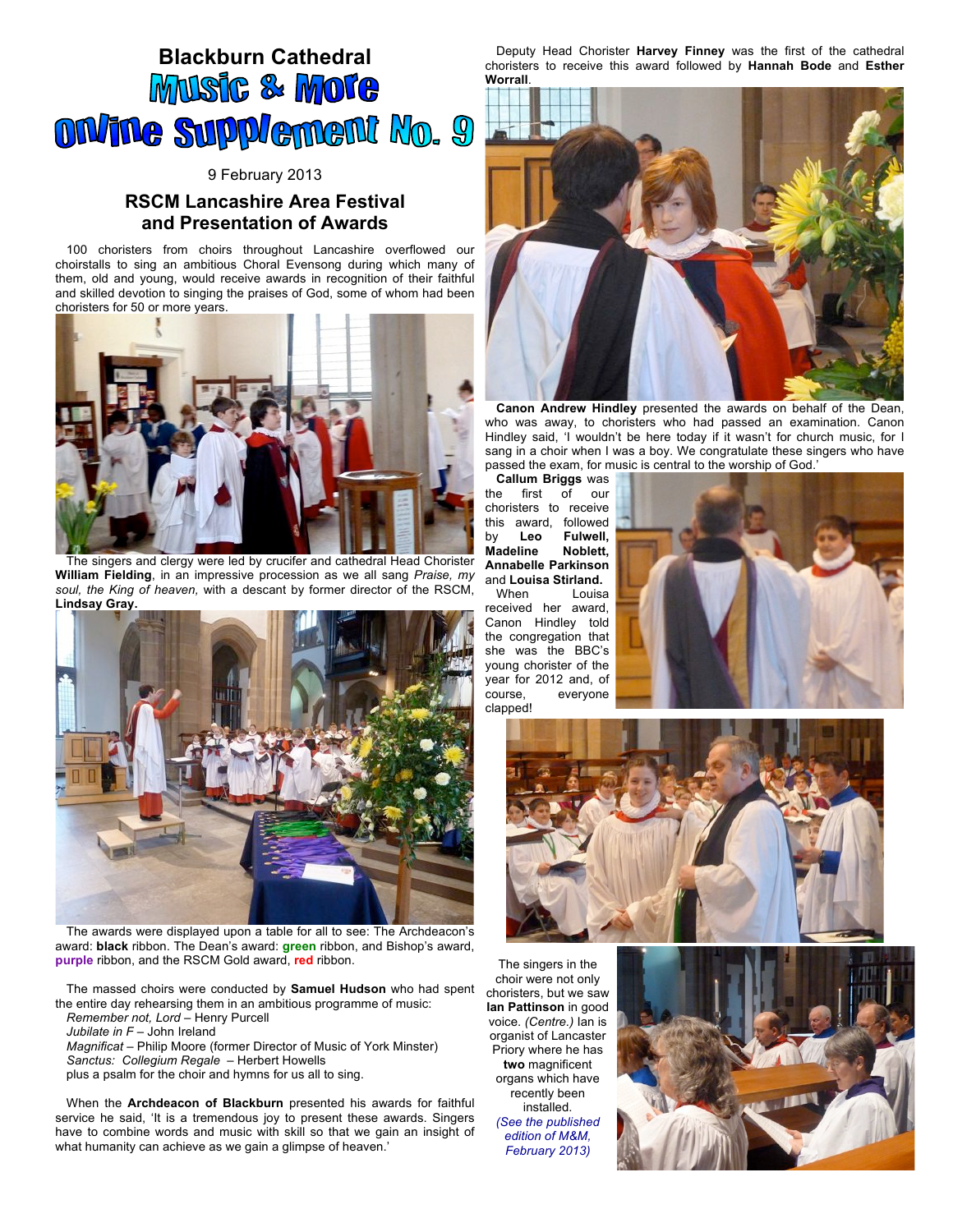# Blackburn Cathedral
# Music & More
# Online Supplement No. 9

9 February 2013

## RSCM Lancashire Area Festival and Presentation of Awards

100 choristers from choirs throughout Lancashire overflowed our choirstalls to sing an ambitious Choral Evensong during which many of them, old and young, would receive awards in recognition of their faithful and skilled devotion to singing the praises of God, some of whom had been choristers for 50 or more years.

The singers and clergy were led by crucifer and cathedral Head Chorister **William Fielding**, in an impressive procession as we all sang *Praise, my soul, the King of heaven,* with a descant by former director of the RSCM, **Lindsay Gray.**

The awards were displayed upon a table for all to see: The Archdeacon's award: **black** ribbon. The Dean's award: **green** ribbon, and Bishop's award, **purple** ribbon, and the RSCM Gold award, **red** ribbon.

The massed choirs were conducted by **Samuel Hudson** who had spent the entire day rehearsing them in an ambitious programme of music:
*Remember not, Lord* – Henry Purcell
*Jubilate in F* – John Ireland
*Magnificat* – Philip Moore (former Director of Music of York Minster)
*Sanctus: Collegium Regale* – Herbert Howells
plus a psalm for the choir and hymns for us all to sing.

When the **Archdeacon of Blackburn** presented his awards for faithful service he said, 'It is a tremendous joy to present these awards. Singers have to combine words and music with skill so that we gain an insight of what humanity can achieve as we gain a glimpse of heaven.'

Deputy Head Chorister **Harvey Finney** was the first of the cathedral choristers to receive this award followed by **Hannah Bode** and **Esther Worrall**.

**Canon Andrew Hindley** presented the awards on behalf of the Dean, who was away, to choristers who had passed an examination. Canon Hindley said, 'I wouldn't be here today if it wasn't for church music, for I sang in a choir when I was a boy. We congratulate these singers who have passed the exam, for music is central to the worship of God.'

**Callum Briggs** was the first of our choristers to receive this award, followed by **Leo Fulwell, Madeline Noblett, Annabelle Parkinson** and **Louisa Stirland.**

When Louisa received her award, Canon Hindley told the congregation that she was the BBC's young chorister of the year for 2012 and, of course, everyone clapped!

The singers in the choir were not only choristers, but we saw **Ian Pattinson** in good voice. *(Centre.)* Ian is organist of Lancaster Priory where he has **two** magnificent organs which have recently been installed.
*(See the published edition of M&M, February 2013)*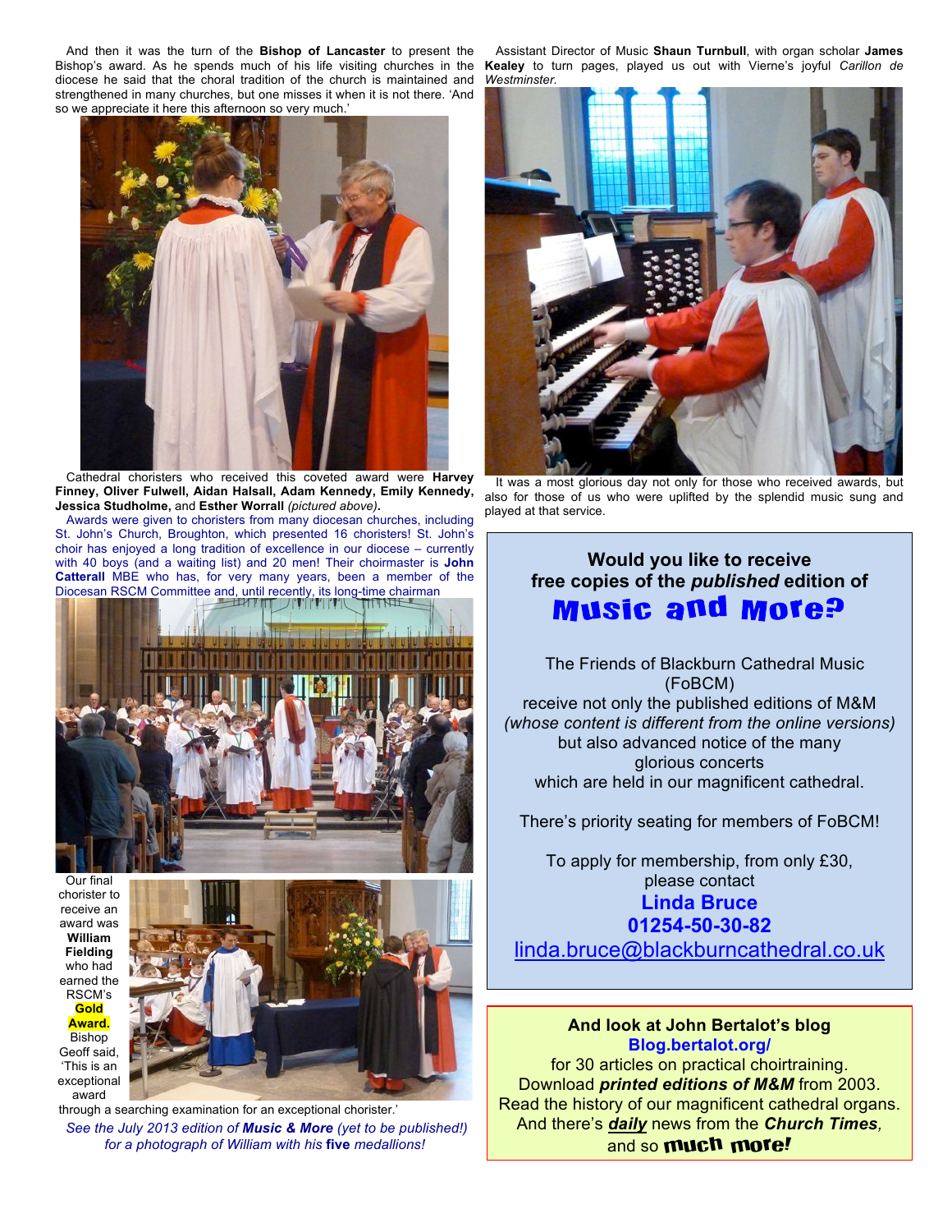And then it was the turn of the **Bishop of Lancaster** to present the Bishop's award. As he spends much of his life visiting churches in the diocese he said that the choral tradition of the church is maintained and strengthened in many churches, but one misses it when it is not there. 'And so we appreciate it here this afternoon so very much.'

Cathedral choristers who received this coveted award were **Harvey Finney, Oliver Fulwell, Aidan Halsall, Adam Kennedy, Emily Kennedy, Jessica Studholme,** and **Esther Worrall** *(pictured above)*.

Awards were given to choristers from many diocesan churches, including St. John's Church, Broughton, which presented 16 choristers! St. John's choir has enjoyed a long tradition of excellence in our diocese – currently with 40 boys (and a waiting list) and 20 men! Their choirmaster is **John Catterall** MBE who has, for very many years, been a member of the Diocesan RSCM Committee and, until recently, its long-time chairman

Our final chorister to receive an award was **William Fielding** who had earned the RSCM's **Gold Award.** Bishop Geoff said, 'This is an exceptional award through a searching examination for an exceptional chorister.'

*See the July 2013 edition of **Music & More** (yet to be published!) for a photograph of William with his **five** medallions!*

Assistant Director of Music **Shaun Turnbull**, with organ scholar **James Kealey** to turn pages, played us out with Vierne's joyful *Carillon de Westminster.*

It was a most glorious day not only for those who received awards, but also for those of us who were uplifted by the splendid music sung and played at that service.

**Would you like to receive free copies of the *published* edition of**

## Music and More?

The Friends of Blackburn Cathedral Music (FoBCM) receive not only the published editions of M&M *(whose content is different from the online versions)* but also advanced notice of the many glorious concerts which are held in our magnificent cathedral.

There's priority seating for members of FoBCM!

To apply for membership, from only £30, please contact

**Linda Bruce**
**01254-50-30-82**
linda.bruce@blackburncathedral.co.uk

**And look at John Bertalot's blog**
**Blog.bertalot.org/**
for 30 articles on practical choirtraining.
Download ***printed editions of M&M*** from 2003.
Read the history of our magnificent cathedral organs.
And there's ***daily*** news from the ***Church Times***, and so **much more!**